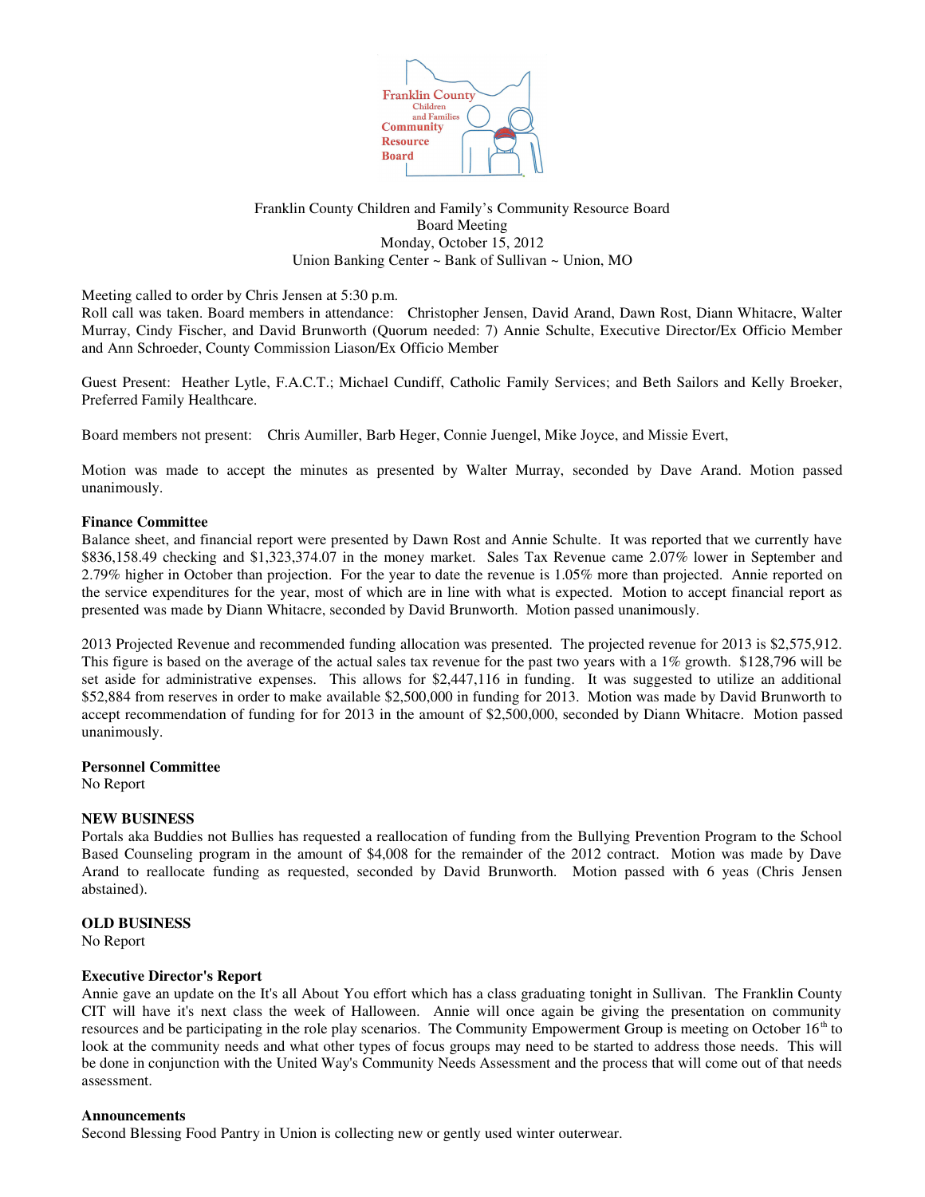Franklin County Children and Families Community Resource Board

Franklin County Children and Family's Community Resource Board
Board Meeting
Monday, October 15, 2012
Union Banking Center ~ Bank of Sullivan ~ Union, MO

Meeting called to order by Chris Jensen at 5:30 p.m.
Roll call was taken. Board members in attendance: Christopher Jensen, David Arand, Dawn Rost, Diann Whitacre, Walter Murray, Cindy Fischer, and David Brunworth (Quorum needed: 7) Annie Schulte, Executive Director/Ex Officio Member and Ann Schroeder, County Commission Liason/Ex Officio Member

Guest Present: Heather Lytle, F.A.C.T.; Michael Cundiff, Catholic Family Services; and Beth Sailors and Kelly Broeker, Preferred Family Healthcare.

Board members not present: Chris Aumiller, Barb Heger, Connie Juengel, Mike Joyce, and Missie Evert,

Motion was made to accept the minutes as presented by Walter Murray, seconded by Dave Arand. Motion passed unanimously.

**Finance Committee**

Balance sheet, and financial report were presented by Dawn Rost and Annie Schulte. It was reported that we currently have $836,158.49 checking and $1,323,374.07 in the money market. Sales Tax Revenue came 2.07% lower in September and 2.79% higher in October than projection. For the year to date the revenue is 1.05% more than projected. Annie reported on the service expenditures for the year, most of which are in line with what is expected. Motion to accept financial report as presented was made by Diann Whitacre, seconded by David Brunworth. Motion passed unanimously.

2013 Projected Revenue and recommended funding allocation was presented. The projected revenue for 2013 is $2,575,912. This figure is based on the average of the actual sales tax revenue for the past two years with a 1% growth. $128,796 will be set aside for administrative expenses. This allows for $2,447,116 in funding. It was suggested to utilize an additional $52,884 from reserves in order to make available $2,500,000 in funding for 2013. Motion was made by David Brunworth to accept recommendation of funding for for 2013 in the amount of $2,500,000, seconded by Diann Whitacre. Motion passed unanimously.

**Personnel Committee**

No Report

**NEW BUSINESS**

Portals aka Buddies not Bullies has requested a reallocation of funding from the Bullying Prevention Program to the School Based Counseling program in the amount of $4,008 for the remainder of the 2012 contract. Motion was made by Dave Arand to reallocate funding as requested, seconded by David Brunworth. Motion passed with 6 yeas (Chris Jensen abstained).

**OLD BUSINESS**

No Report

**Executive Director's Report**

Annie gave an update on the It's all About You effort which has a class graduating tonight in Sullivan. The Franklin County CIT will have it's next class the week of Halloween. Annie will once again be giving the presentation on community resources and be participating in the role play scenarios. The Community Empowerment Group is meeting on October 16th to look at the community needs and what other types of focus groups may need to be started to address those needs. This will be done in conjunction with the United Way's Community Needs Assessment and the process that will come out of that needs assessment.

**Announcements**

Second Blessing Food Pantry in Union is collecting new or gently used winter outerwear.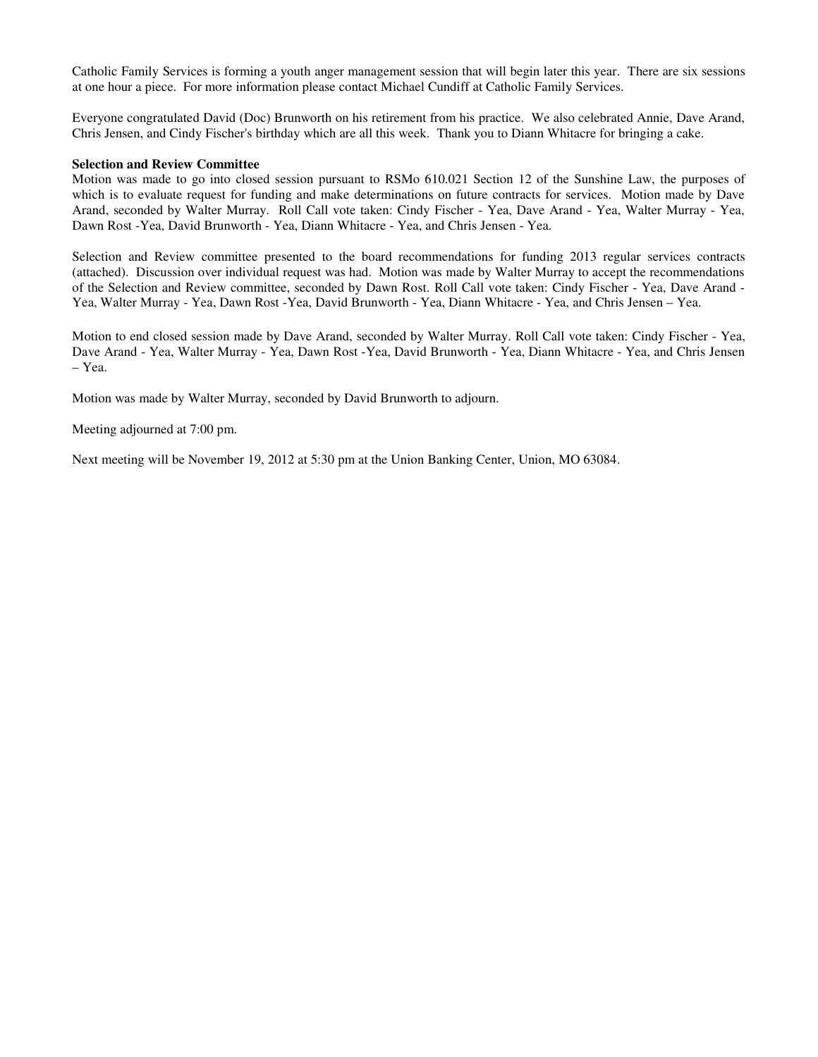Catholic Family Services is forming a youth anger management session that will begin later this year. There are six sessions at one hour a piece. For more information please contact Michael Cundiff at Catholic Family Services.

Everyone congratulated David (Doc) Brunworth on his retirement from his practice. We also celebrated Annie, Dave Arand, Chris Jensen, and Cindy Fischer's birthday which are all this week. Thank you to Diann Whitacre for bringing a cake.

**Selection and Review Committee**
Motion was made to go into closed session pursuant to RSMo 610.021 Section 12 of the Sunshine Law, the purposes of which is to evaluate request for funding and make determinations on future contracts for services. Motion made by Dave Arand, seconded by Walter Murray. Roll Call vote taken: Cindy Fischer - Yea, Dave Arand - Yea, Walter Murray - Yea, Dawn Rost -Yea, David Brunworth - Yea, Diann Whitacre - Yea, and Chris Jensen - Yea.

Selection and Review committee presented to the board recommendations for funding 2013 regular services contracts (attached). Discussion over individual request was had. Motion was made by Walter Murray to accept the recommendations of the Selection and Review committee, seconded by Dawn Rost. Roll Call vote taken: Cindy Fischer - Yea, Dave Arand - Yea, Walter Murray - Yea, Dawn Rost -Yea, David Brunworth - Yea, Diann Whitacre - Yea, and Chris Jensen – Yea.

Motion to end closed session made by Dave Arand, seconded by Walter Murray. Roll Call vote taken: Cindy Fischer - Yea, Dave Arand - Yea, Walter Murray - Yea, Dawn Rost -Yea, David Brunworth - Yea, Diann Whitacre - Yea, and Chris Jensen – Yea.

Motion was made by Walter Murray, seconded by David Brunworth to adjourn.

Meeting adjourned at 7:00 pm.

Next meeting will be November 19, 2012 at 5:30 pm at the Union Banking Center, Union, MO 63084.